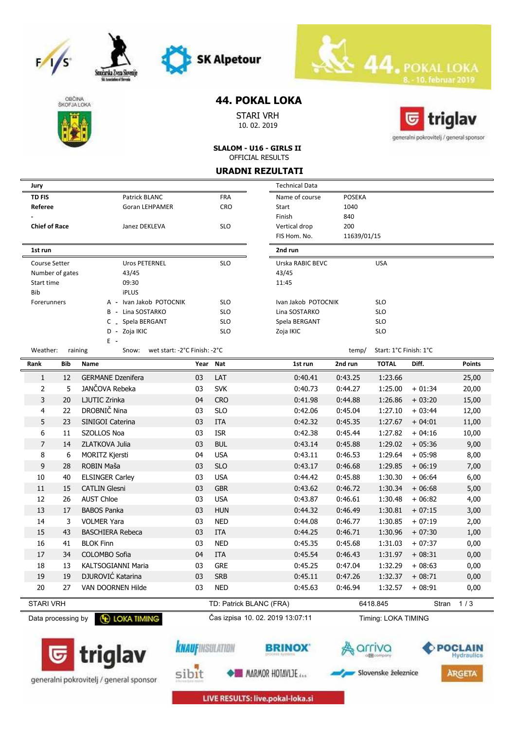# 44. POKAL LOKA

STARI VRH
10. 02. 2019

**SLALOM - U16 - GIRLS II**
OFFICIAL RESULTS

## URADNI REZULTATI

| Jury | | | Technical Data | |
|---|---|---|---|---|
| **TD FIS** | Patrick BLANC | FRA | Name of course | POSEKA |
| **Referee** | Goran LEHPAMER | CRO | Start | 1040 |
| - | | | Finish | 840 |
| **Chief of Race** | Janez DEKLEVA | SLO | Vertical drop | 200 |
| | | | FIS Hom. No. | 11639/01/15 |

| | 1st run | | 2nd run | |
|---|---|---|---|---|
| Course Setter | Uros PETERNEL | SLO | Urska RABIC BEVC | USA |
| Number of gates | 43/45 | | 43/45 | |
| Start time | 09:30 | | 11:45 | |
| Bib | iPLUS | | | |
| Forerunners | A - Ivan Jakob POTOCNIK | SLO | Ivan Jakob POTOCNIK | SLO |
| | B - Lina SOSTARKO | SLO | Lina SOSTARKO | SLO |
| | C - Spela BERGANT | SLO | Spela BERGANT | SLO |
| | D - Zoja IKIC | SLO | Zoja IKIC | SLO |
| | E - | | | |

Weather: raining Snow: wet start: -2°C Finish: -2°C temp/ Start: 1°C Finish: 1°C

| Rank | Bib | Name | Year | Nat | 1st run | 2nd run | TOTAL | Diff. | Points |
|---|---|---|---|---|---|---|---|---|---|
| 1 | 12 | GERMANE Dzenifera | 03 | LAT | 0:40.41 | 0:43.25 | 1:23.66 | | 25,00 |
| 2 | 5 | JANČOVA Rebeka | 03 | SVK | 0:40.73 | 0:44.27 | 1:25.00 | + 01:34 | 20,00 |
| 3 | 20 | LJUTIC Zrinka | 04 | CRO | 0:41.98 | 0:44.88 | 1:26.86 | + 03:20 | 15,00 |
| 4 | 22 | DROBNIČ Nina | 03 | SLO | 0:42.06 | 0:45.04 | 1:27.10 | + 03:44 | 12,00 |
| 5 | 23 | SINIGOI Caterina | 03 | ITA | 0:42.32 | 0:45.35 | 1:27.67 | + 04:01 | 11,00 |
| 6 | 11 | SZOLLOS Noa | 03 | ISR | 0:42.38 | 0:45.44 | 1:27.82 | + 04:16 | 10,00 |
| 7 | 14 | ZLATKOVA Julia | 03 | BUL | 0:43.14 | 0:45.88 | 1:29.02 | + 05:36 | 9,00 |
| 8 | 6 | MORITZ Kjersti | 04 | USA | 0:43.11 | 0:46.53 | 1:29.64 | + 05:98 | 8,00 |
| 9 | 28 | ROBIN Maša | 03 | SLO | 0:43.17 | 0:46.68 | 1:29.85 | + 06:19 | 7,00 |
| 10 | 40 | ELSINGER Carley | 03 | USA | 0:44.42 | 0:45.88 | 1:30.30 | + 06:64 | 6,00 |
| 11 | 15 | CATLIN Glesni | 03 | GBR | 0:43.62 | 0:46.72 | 1:30.34 | + 06:68 | 5,00 |
| 12 | 26 | AUST Chloe | 03 | USA | 0:43.87 | 0:46.61 | 1:30.48 | + 06:82 | 4,00 |
| 13 | 17 | BABOS Panka | 03 | HUN | 0:44.32 | 0:46.49 | 1:30.81 | + 07:15 | 3,00 |
| 14 | 3 | VOLMER Yara | 03 | NED | 0:44.08 | 0:46.77 | 1:30.85 | + 07:19 | 2,00 |
| 15 | 43 | BASCHIERA Rebeca | 03 | ITA | 0:44.25 | 0:46.71 | 1:30.96 | + 07:30 | 1,00 |
| 16 | 41 | BLOK Finn | 03 | NED | 0:45.35 | 0:45.68 | 1:31.03 | + 07:37 | 0,00 |
| 17 | 34 | COLOMBO Sofia | 04 | ITA | 0:45.54 | 0:46.43 | 1:31.97 | + 08:31 | 0,00 |
| 18 | 13 | KALTSOGIANNI Maria | 03 | GRE | 0:45.25 | 0:47.04 | 1:32.29 | + 08:63 | 0,00 |
| 19 | 19 | DJUROVIĆ Katarina | 03 | SRB | 0:45.11 | 0:47.26 | 1:32.37 | + 08:71 | 0,00 |
| 20 | 27 | VAN DOORNEN Hilde | 03 | NED | 0:45.63 | 0:46.94 | 1:32.57 | + 08:91 | 0,00 |

STARI VRH TD: Patrick BLANC (FRA) 6418.845

Data processing by LOKA TIMING Čas izpisa 10. 02. 2019 13:07:11 Timing: LOKA TIMING

LIVE RESULTS: live.pokal-loka.si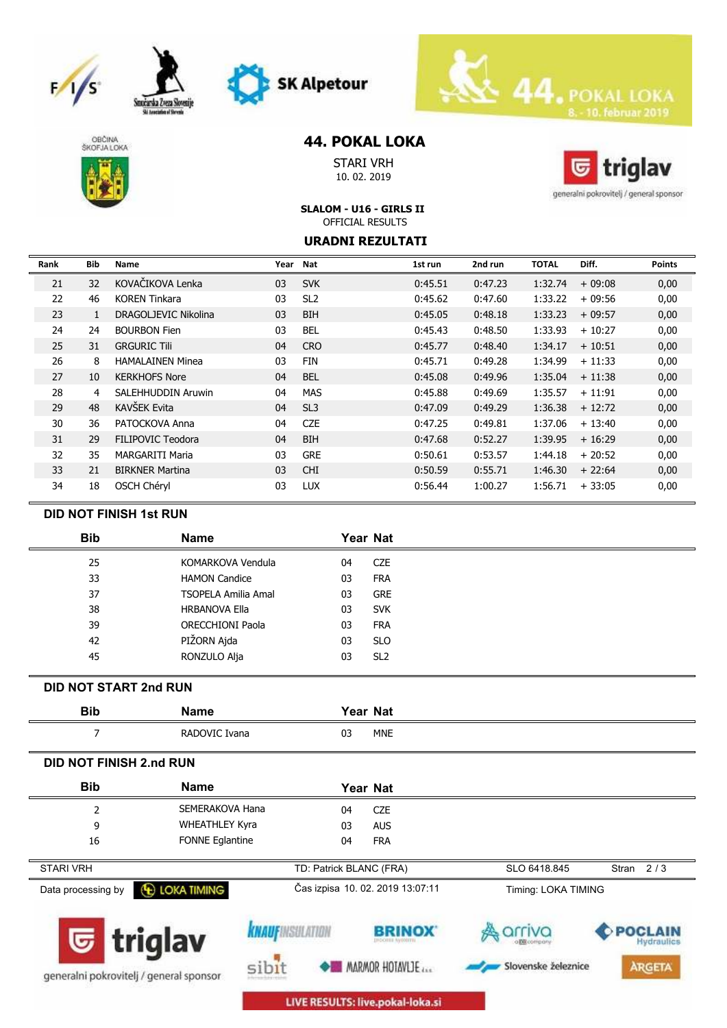# 44. POKAL LOKA

STARI VRH
10. 02. 2019

**SLALOM - U16 - GIRLS II**
OFFICIAL RESULTS

## URADNI REZULTATI

| Rank | Bib | Name | Year | Nat | 1st run | 2nd run | TOTAL | Diff. | Points |
|---|---|---|---|---|---|---|---|---|---|
| 21 | 32 | KOVAČIKOVA Lenka | 03 | SVK | 0:45.51 | 0:47.23 | 1:32.74 | + 09:08 | 0,00 |
| 22 | 46 | KOREN Tinkara | 03 | SL2 | 0:45.62 | 0:47.60 | 1:33.22 | + 09:56 | 0,00 |
| 23 | 1 | DRAGOLJEVIC Nikolina | 03 | BIH | 0:45.05 | 0:48.18 | 1:33.23 | + 09:57 | 0,00 |
| 24 | 24 | BOURBON Fien | 03 | BEL | 0:45.43 | 0:48.50 | 1:33.93 | + 10:27 | 0,00 |
| 25 | 31 | GRGURIC Tili | 04 | CRO | 0:45.77 | 0:48.40 | 1:34.17 | + 10:51 | 0,00 |
| 26 | 8 | HAMALAINEN Minea | 03 | FIN | 0:45.71 | 0:49.28 | 1:34.99 | + 11:33 | 0,00 |
| 27 | 10 | KERKHOFS Nore | 04 | BEL | 0:45.08 | 0:49.96 | 1:35.04 | + 11:38 | 0,00 |
| 28 | 4 | SALEHHUDDIN Aruwin | 04 | MAS | 0:45.88 | 0:49.69 | 1:35.57 | + 11:91 | 0,00 |
| 29 | 48 | KAVŠEK Evita | 04 | SL3 | 0:47.09 | 0:49.29 | 1:36.38 | + 12:72 | 0,00 |
| 30 | 36 | PATOCKOVA Anna | 04 | CZE | 0:47.25 | 0:49.81 | 1:37.06 | + 13:40 | 0,00 |
| 31 | 29 | FILIPOVIC Teodora | 04 | BIH | 0:47.68 | 0:52.27 | 1:39.95 | + 16:29 | 0,00 |
| 32 | 35 | MARGARITI Maria | 03 | GRE | 0:50.61 | 0:53.57 | 1:44.18 | + 20:52 | 0,00 |
| 33 | 21 | BIRKNER Martina | 03 | CHI | 0:50.59 | 0:55.71 | 1:46.30 | + 22:64 | 0,00 |
| 34 | 18 | OSCH Chéryl | 03 | LUX | 0:56.44 | 1:00.27 | 1:56.71 | + 33:05 | 0,00 |

### DID NOT FINISH 1st RUN

| Bib | Name | Year | Nat |
|---|---|---|---|
| 25 | KOMARKOVA Vendula | 04 | CZE |
| 33 | HAMON Candice | 03 | FRA |
| 37 | TSOPELA Amilia Amal | 03 | GRE |
| 38 | HRBANOVA Ella | 03 | SVK |
| 39 | ORECCHIONI Paola | 03 | FRA |
| 42 | PIŽORN Ajda | 03 | SLO |
| 45 | RONZULO Alja | 03 | SL2 |

### DID NOT START 2nd RUN

| Bib | Name | Year | Nat |
|---|---|---|---|
| 7 | RADOVIC Ivana | 03 | MNE |

### DID NOT FINISH 2.nd RUN

| Bib | Name | Year | Nat |
|---|---|---|---|
| 2 | SEMERAKOVA Hana | 04 | CZE |
| 9 | WHEATHLEY Kyra | 03 | AUS |
| 16 | FONNE Eglantine | 04 | FRA |

STARI VRH — TD: Patrick BLANC (FRA) — SLO 6418.845

Data processing by LOKA TIMING — Čas izpisa 10. 02. 2019 13:07:11 — Timing: LOKA TIMING

LIVE RESULTS: live.pokal-loka.si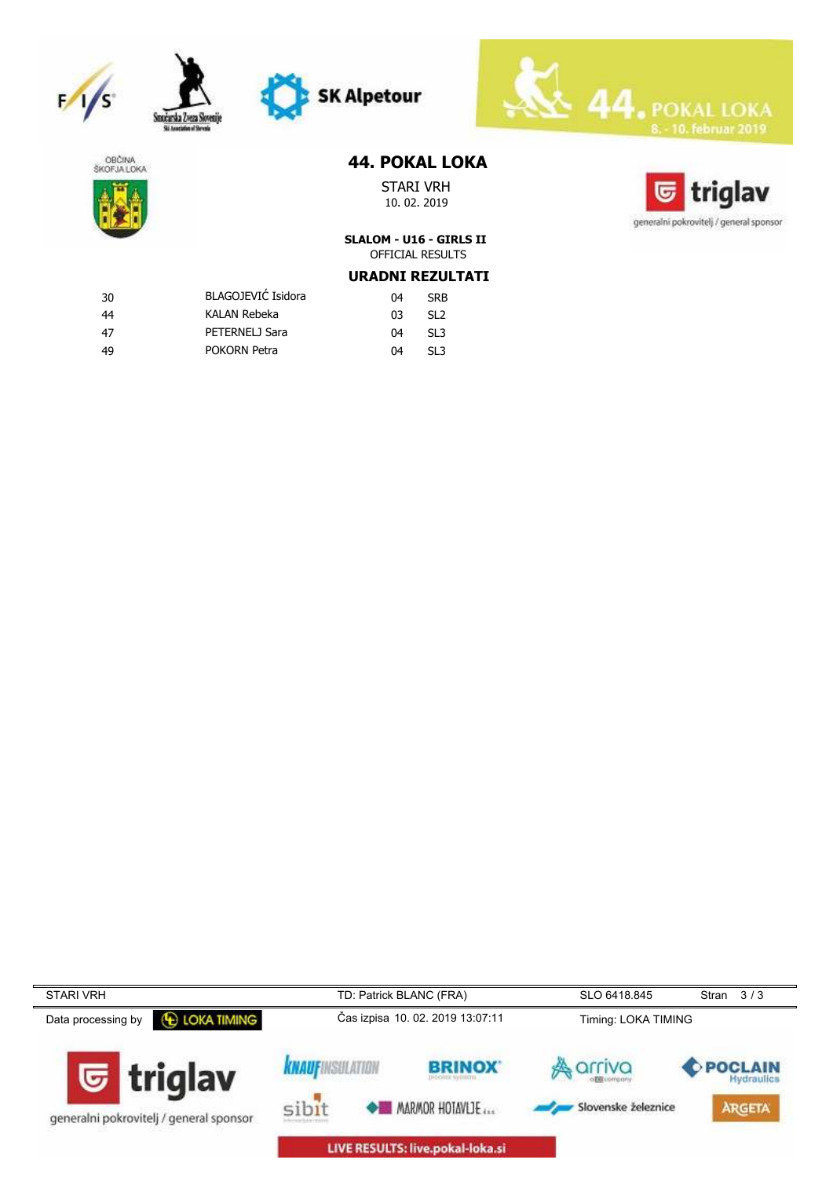# 44. POKAL LOKA

STARI VRH

10. 02. 2019

**SLALOM - U16 - GIRLS II**

OFFICIAL RESULTS

## URADNI REZULTATI

| | | | |
|---|---|---|---|
| 30 | BLAGOJEVIĆ Isidora | 04 | SRB |
| 44 | KALAN Rebeka | 03 | SL2 |
| 47 | PETERNELJ Sara | 04 | SL3 |
| 49 | POKORN Petra | 04 | SL3 |

STARI VRH | TD: Patrick BLANC (FRA) | SLO 6418.845

Data processing by LOKA TIMING | Čas izpisa 10. 02. 2019 13:07:11 | Timing: LOKA TIMING

LIVE RESULTS: live.pokal-loka.si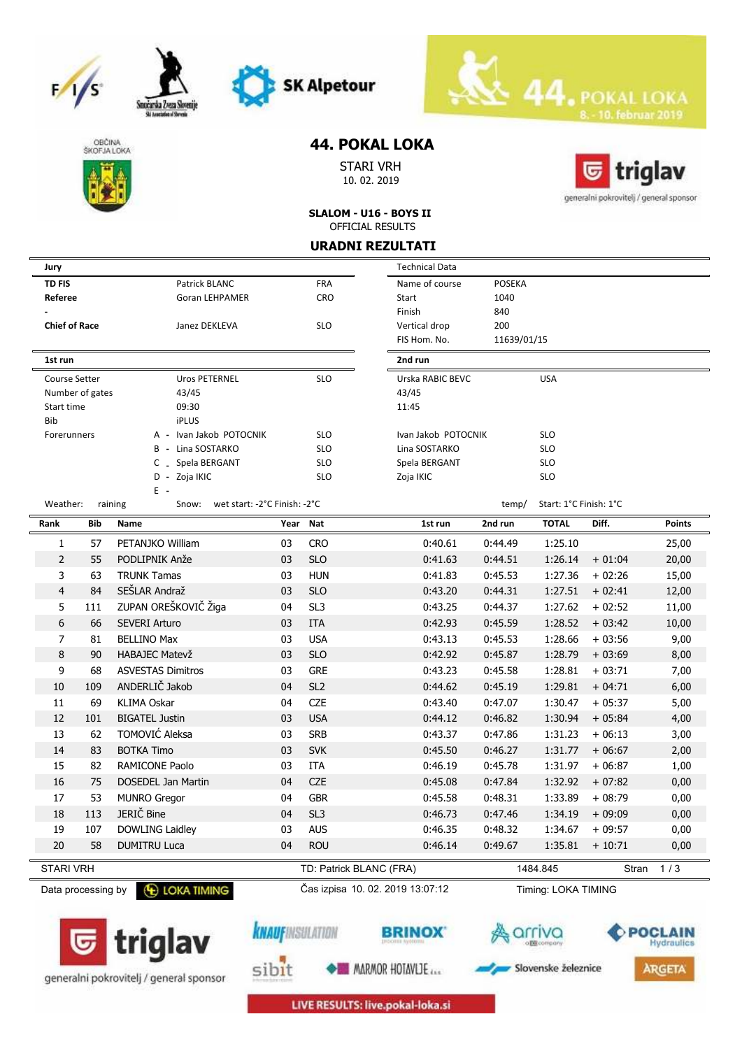# 44. POKAL LOKA

STARI VRH
10. 02. 2019

**SLALOM - U16 - BOYS II**
OFFICIAL RESULTS

**URADNI REZULTATI**

| Jury | | |
|---|---|---|
| **TD FIS** | Patrick BLANC | FRA |
| **Referee** | Goran LEHPAMER | CRO |
| - | | |
| **Chief of Race** | Janez DEKLEVA | SLO |

| Technical Data | |
|---|---|
| Name of course | POSEKA |
| Start | 1040 |
| Finish | 840 |
| Vertical drop | 200 |
| FIS Hom. No. | 11639/01/15 |

| | 1st run | | 2nd run | |
|---|---|---|---|---|
| Course Setter | Uros PETERNEL | SLO | Urska RABIC BEVC | USA |
| Number of gates | 43/45 | | 43/45 | |
| Start time | 09:30 | | 11:45 | |
| Bib | iPLUS | | | |
| Forerunners | A - Ivan Jakob POTOCNIK | SLO | Ivan Jakob POTOCNIK | SLO |
| | B - Lina SOSTARKO | SLO | Lina SOSTARKO | SLO |
| | C - Spela BERGANT | SLO | Spela BERGANT | SLO |
| | D - Zoja IKIC | SLO | Zoja IKIC | SLO |
| | E - | | | |

Weather: raining   Snow: wet start: -2°C Finish: -2°C   temp/ Start: 1°C Finish: 1°C

| Rank | Bib | Name | Year | Nat | 1st run | 2nd run | TOTAL | Diff. | Points |
|---|---|---|---|---|---|---|---|---|---|
| 1 | 57 | PETANJKO William | 03 | CRO | 0:40.61 | 0:44.49 | 1:25.10 | | 25,00 |
| 2 | 55 | PODLIPNIK Anže | 03 | SLO | 0:41.63 | 0:44.51 | 1:26.14 | + 01:04 | 20,00 |
| 3 | 63 | TRUNK Tamas | 03 | HUN | 0:41.83 | 0:45.53 | 1:27.36 | + 02:26 | 15,00 |
| 4 | 84 | SEŠLAR Andraž | 03 | SLO | 0:43.20 | 0:44.31 | 1:27.51 | + 02:41 | 12,00 |
| 5 | 111 | ZUPAN OREŠKOVIČ Žiga | 04 | SL3 | 0:43.25 | 0:44.37 | 1:27.62 | + 02:52 | 11,00 |
| 6 | 66 | SEVERI Arturo | 03 | ITA | 0:42.93 | 0:45.59 | 1:28.52 | + 03:42 | 10,00 |
| 7 | 81 | BELLINO Max | 03 | USA | 0:43.13 | 0:45.53 | 1:28.66 | + 03:56 | 9,00 |
| 8 | 90 | HABAJEC Matevž | 03 | SLO | 0:42.92 | 0:45.87 | 1:28.79 | + 03:69 | 8,00 |
| 9 | 68 | ASVESTAS Dimitros | 03 | GRE | 0:43.23 | 0:45.58 | 1:28.81 | + 03:71 | 7,00 |
| 10 | 109 | ANDERLIČ Jakob | 04 | SL2 | 0:44.62 | 0:45.19 | 1:29.81 | + 04:71 | 6,00 |
| 11 | 69 | KLIMA Oskar | 04 | CZE | 0:43.40 | 0:47.07 | 1:30.47 | + 05:37 | 5,00 |
| 12 | 101 | BIGATEL Justin | 03 | USA | 0:44.12 | 0:46.82 | 1:30.94 | + 05:84 | 4,00 |
| 13 | 62 | TOMOVIĆ Aleksa | 03 | SRB | 0:43.37 | 0:47.86 | 1:31.23 | + 06:13 | 3,00 |
| 14 | 83 | BOTKA Timo | 03 | SVK | 0:45.50 | 0:46.27 | 1:31.77 | + 06:67 | 2,00 |
| 15 | 82 | RAMICONE Paolo | 03 | ITA | 0:46.19 | 0:45.78 | 1:31.97 | + 06:87 | 1,00 |
| 16 | 75 | DOSEDEL Jan Martin | 04 | CZE | 0:45.08 | 0:47.84 | 1:32.92 | + 07:82 | 0,00 |
| 17 | 53 | MUNRO Gregor | 04 | GBR | 0:45.58 | 0:48.31 | 1:33.89 | + 08:79 | 0,00 |
| 18 | 113 | JERIČ Bine | 04 | SL3 | 0:46.73 | 0:47.46 | 1:34.19 | + 09:09 | 0,00 |
| 19 | 107 | DOWLING Laidley | 03 | AUS | 0:46.35 | 0:48.32 | 1:34.67 | + 09:57 | 0,00 |
| 20 | 58 | DUMITRU Luca | 04 | ROU | 0:46.14 | 0:49.67 | 1:35.81 | + 10:71 | 0,00 |

STARI VRH   TD: Patrick BLANC (FRA)   1484.845

Data processing by LOKA TIMING   Čas izpisa 10. 02. 2019 13:07:12   Timing: LOKA TIMING

LIVE RESULTS: live.pokal-loka.si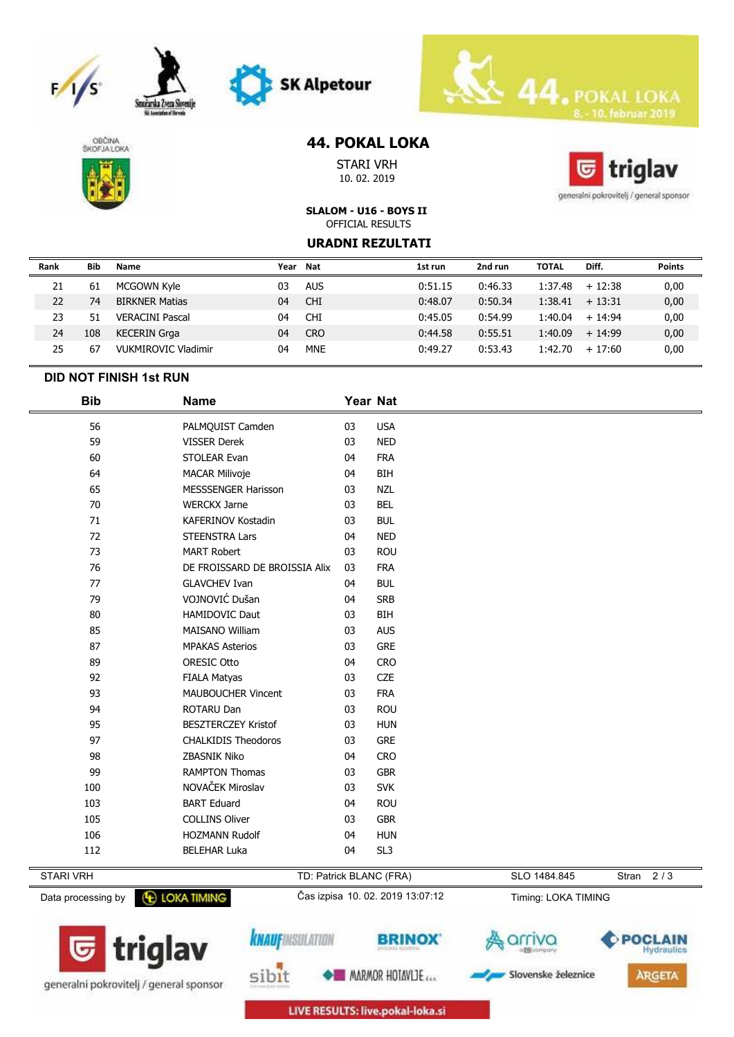# 44. POKAL LOKA

STARI VRH
10. 02. 2019

**SLALOM - U16 - BOYS II**
OFFICIAL RESULTS

## URADNI REZULTATI

| Rank | Bib | Name | Year | Nat | 1st run | 2nd run | TOTAL | Diff. | Points |
|---|---|---|---|---|---|---|---|---|---|
| 21 | 61 | MCGOWN Kyle | 03 | AUS | 0:51.15 | 0:46.33 | 1:37.48 | + 12:38 | 0,00 |
| 22 | 74 | BIRKNER Matias | 04 | CHI | 0:48.07 | 0:50.34 | 1:38.41 | + 13:31 | 0,00 |
| 23 | 51 | VERACINI Pascal | 04 | CHI | 0:45.05 | 0:54.99 | 1:40.04 | + 14:94 | 0,00 |
| 24 | 108 | KECERIN Grga | 04 | CRO | 0:44.58 | 0:55.51 | 1:40.09 | + 14:99 | 0,00 |
| 25 | 67 | VUKMIROVIC Vladimir | 04 | MNE | 0:49.27 | 0:53.43 | 1:42.70 | + 17:60 | 0,00 |

### DID NOT FINISH 1st RUN

| Bib | Name | Year | Nat |
|---|---|---|---|
| 56 | PALMQUIST Camden | 03 | USA |
| 59 | VISSER Derek | 03 | NED |
| 60 | STOLEAR Evan | 04 | FRA |
| 64 | MACAR Milivoje | 04 | BIH |
| 65 | MESSSENGER Harisson | 03 | NZL |
| 70 | WERCKX Jarne | 03 | BEL |
| 71 | KAFERINOV Kostadin | 03 | BUL |
| 72 | STEENSTRA Lars | 04 | NED |
| 73 | MART Robert | 03 | ROU |
| 76 | DE FROISSARD DE BROISSIA Alix | 03 | FRA |
| 77 | GLAVCHEV Ivan | 04 | BUL |
| 79 | VOJNOVIĆ Dušan | 04 | SRB |
| 80 | HAMIDOVIC Daut | 03 | BIH |
| 85 | MAISANO William | 03 | AUS |
| 87 | MPAKAS Asterios | 03 | GRE |
| 89 | ORESIC Otto | 04 | CRO |
| 92 | FIALA Matyas | 03 | CZE |
| 93 | MAUBOUCHER Vincent | 03 | FRA |
| 94 | ROTARU Dan | 03 | ROU |
| 95 | BESZTERCZEY Kristof | 03 | HUN |
| 97 | CHALKIDIS Theodoros | 03 | GRE |
| 98 | ZBASNIK Niko | 04 | CRO |
| 99 | RAMPTON Thomas | 03 | GBR |
| 100 | NOVAČEK Miroslav | 03 | SVK |
| 103 | BART Eduard | 04 | ROU |
| 105 | COLLINS Oliver | 03 | GBR |
| 106 | HOZMANN Rudolf | 04 | HUN |
| 112 | BELEHAR Luka | 04 | SL3 |

STARI VRH | TD: Patrick BLANC (FRA) | SLO 1484.845

Data processing by LOKA TIMING | Čas izpisa 10. 02. 2019 13:07:12 | Timing: LOKA TIMING

LIVE RESULTS: live.pokal-loka.si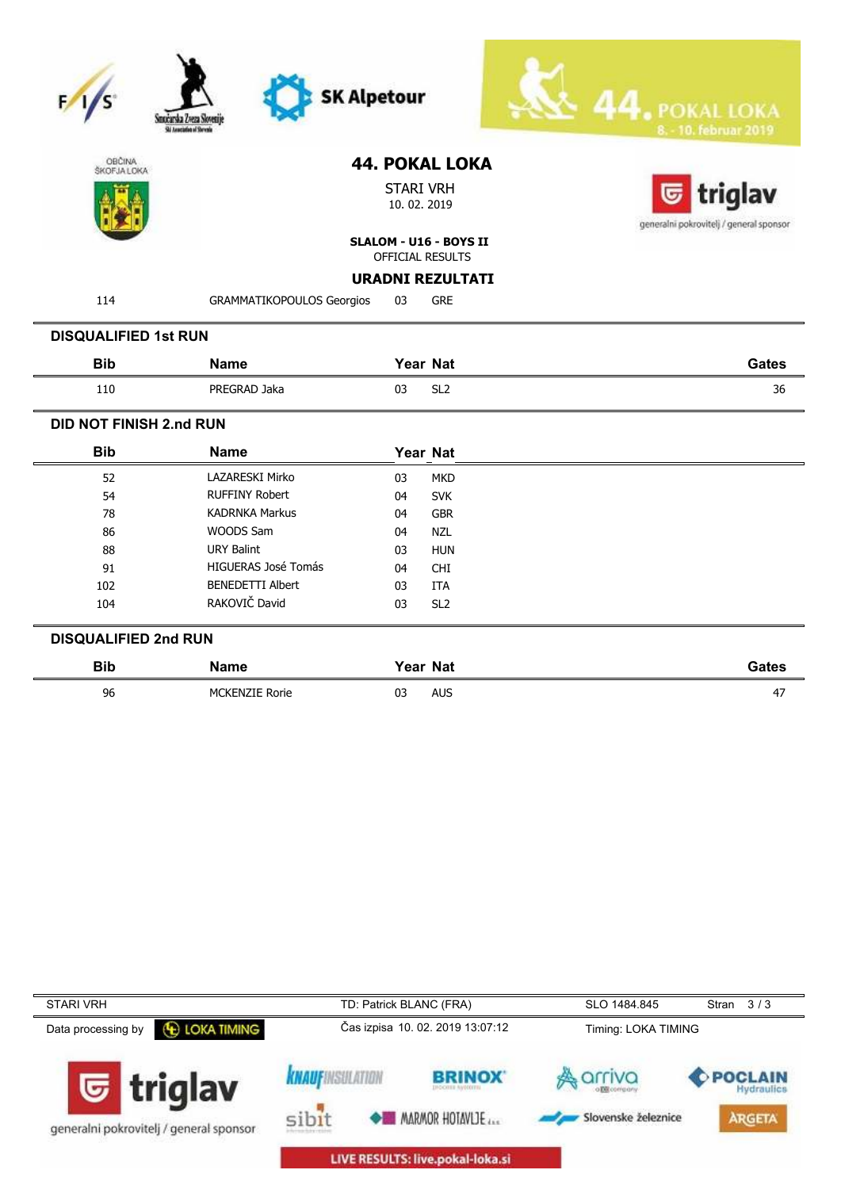# 44. POKAL LOKA

STARI VRH
10. 02. 2019

**SLALOM - U16 - BOYS II**
OFFICIAL RESULTS

**URADNI REZULTATI**

| | | | |
|---|---|---|---|
| 114 | GRAMMATIKOPOULOS Georgios | 03 | GRE |

## DISQUALIFIED 1st RUN

| Bib | Name | Year | Nat | Gates |
|---|---|---|---|---|
| 110 | PREGRAD Jaka | 03 | SL2 | 36 |

## DID NOT FINISH 2.nd RUN

| Bib | Name | Year | Nat |
|---|---|---|---|
| 52 | LAZARESKI Mirko | 03 | MKD |
| 54 | RUFFINY Robert | 04 | SVK |
| 78 | KADRNKA Markus | 04 | GBR |
| 86 | WOODS Sam | 04 | NZL |
| 88 | URY Balint | 03 | HUN |
| 91 | HIGUERAS José Tomás | 04 | CHI |
| 102 | BENEDETTI Albert | 03 | ITA |
| 104 | RAKOVIČ David | 03 | SL2 |

## DISQUALIFIED 2nd RUN

| Bib | Name | Year | Nat | Gates |
|---|---|---|---|---|
| 96 | MCKENZIE Rorie | 03 | AUS | 47 |

STARI VRH | TD: Patrick BLANC (FRA) | SLO 1484.845

Data processing by LOKA TIMING | Čas izpisa 10. 02. 2019 13:07:12 | Timing: LOKA TIMING

LIVE RESULTS: live.pokal-loka.si